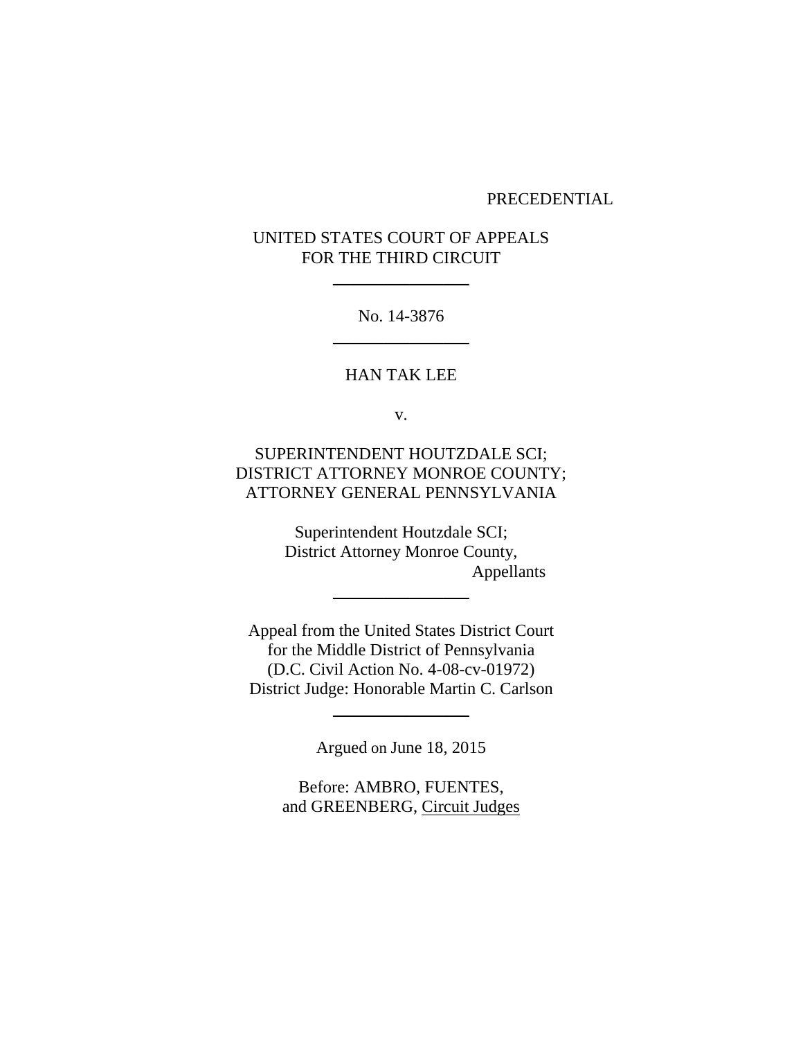PRECEDENTIAL

UNITED STATES COURT OF APPEALS
FOR THE THIRD CIRCUIT

---

No. 14-3876

---

HAN TAK LEE

v.

SUPERINTENDENT HOUTZDALE SCI;
DISTRICT ATTORNEY MONROE COUNTY;
ATTORNEY GENERAL PENNSYLVANIA

Superintendent Houtzdale SCI;
District Attorney Monroe County,
Appellants

---

Appeal from the United States District Court
for the Middle District of Pennsylvania
(D.C. Civil Action No. 4-08-cv-01972)
District Judge: Honorable Martin C. Carlson

---

Argued on June 18, 2015

Before: AMBRO, FUENTES,
and GREENBERG, Circuit Judges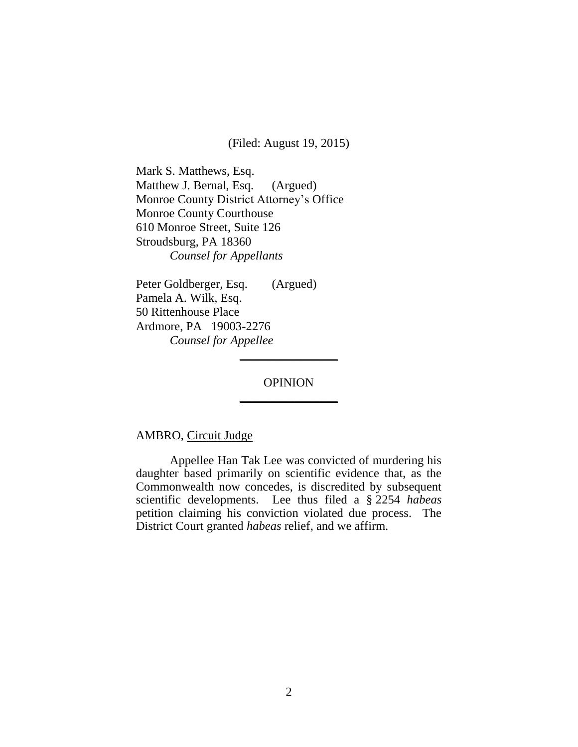(Filed: August 19, 2015)

Mark S. Matthews, Esq.
Matthew J. Bernal, Esq. (Argued)
Monroe County District Attorney's Office
Monroe County Courthouse
610 Monroe Street, Suite 126
Stroudsburg, PA 18360
*Counsel for Appellants*

Peter Goldberger, Esq. (Argued)
Pamela A. Wilk, Esq.
50 Rittenhouse Place
Ardmore, PA 19003-2276
*Counsel for Appellee*

---

OPINION

---

AMBRO, Circuit Judge

Appellee Han Tak Lee was convicted of murdering his daughter based primarily on scientific evidence that, as the Commonwealth now concedes, is discredited by subsequent scientific developments. Lee thus filed a § 2254 *habeas* petition claiming his conviction violated due process. The District Court granted *habeas* relief, and we affirm.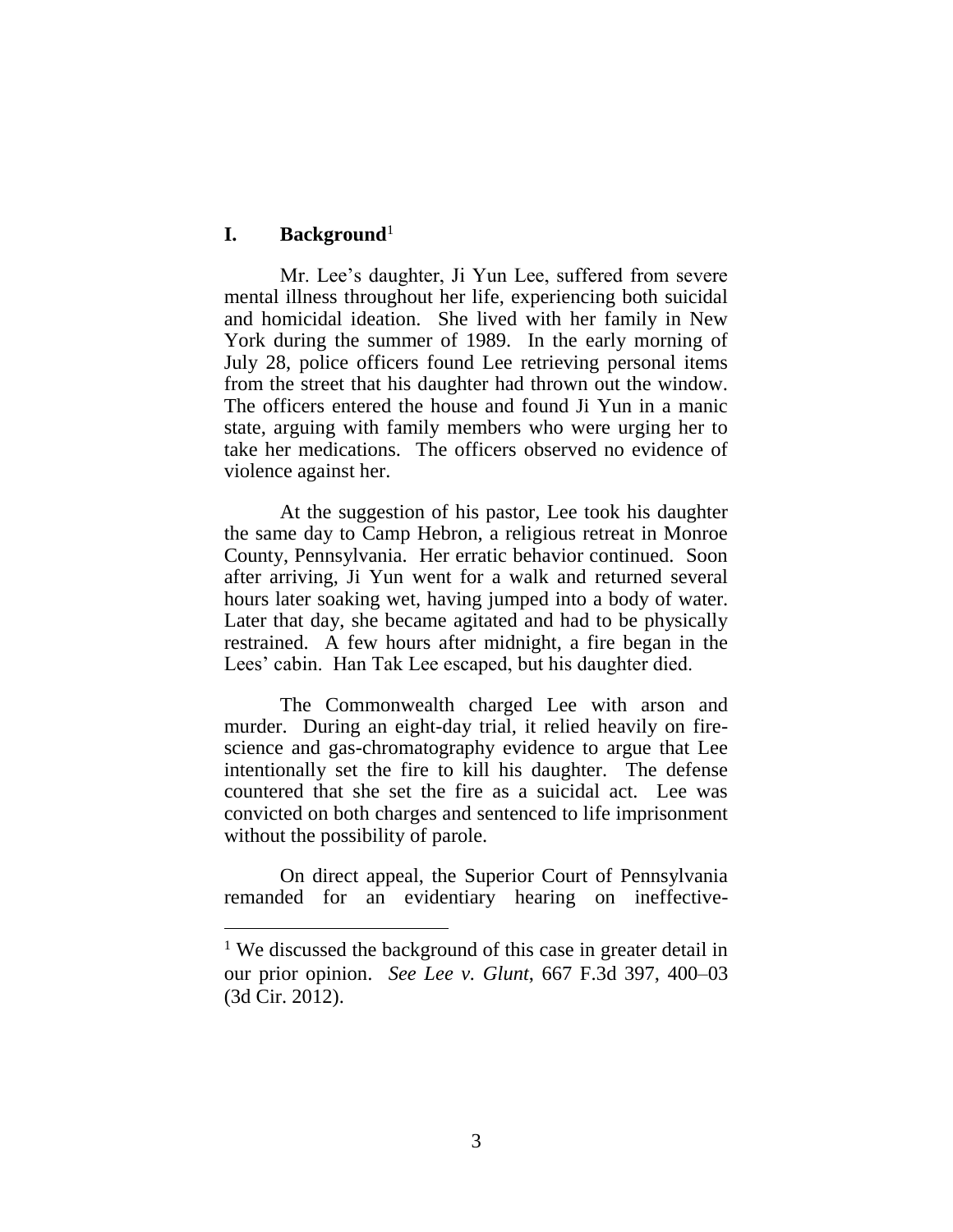## I. Background[1]

Mr. Lee's daughter, Ji Yun Lee, suffered from severe mental illness throughout her life, experiencing both suicidal and homicidal ideation. She lived with her family in New York during the summer of 1989. In the early morning of July 28, police officers found Lee retrieving personal items from the street that his daughter had thrown out the window. The officers entered the house and found Ji Yun in a manic state, arguing with family members who were urging her to take her medications. The officers observed no evidence of violence against her.

At the suggestion of his pastor, Lee took his daughter the same day to Camp Hebron, a religious retreat in Monroe County, Pennsylvania. Her erratic behavior continued. Soon after arriving, Ji Yun went for a walk and returned several hours later soaking wet, having jumped into a body of water. Later that day, she became agitated and had to be physically restrained. A few hours after midnight, a fire began in the Lees' cabin. Han Tak Lee escaped, but his daughter died.

The Commonwealth charged Lee with arson and murder. During an eight-day trial, it relied heavily on fire-science and gas-chromatography evidence to argue that Lee intentionally set the fire to kill his daughter. The defense countered that she set the fire as a suicidal act. Lee was convicted on both charges and sentenced to life imprisonment without the possibility of parole.

On direct appeal, the Superior Court of Pennsylvania remanded for an evidentiary hearing on ineffective-

---

[1] We discussed the background of this case in greater detail in our prior opinion. *See Lee v. Glunt*, 667 F.3d 397, 400–03 (3d Cir. 2012).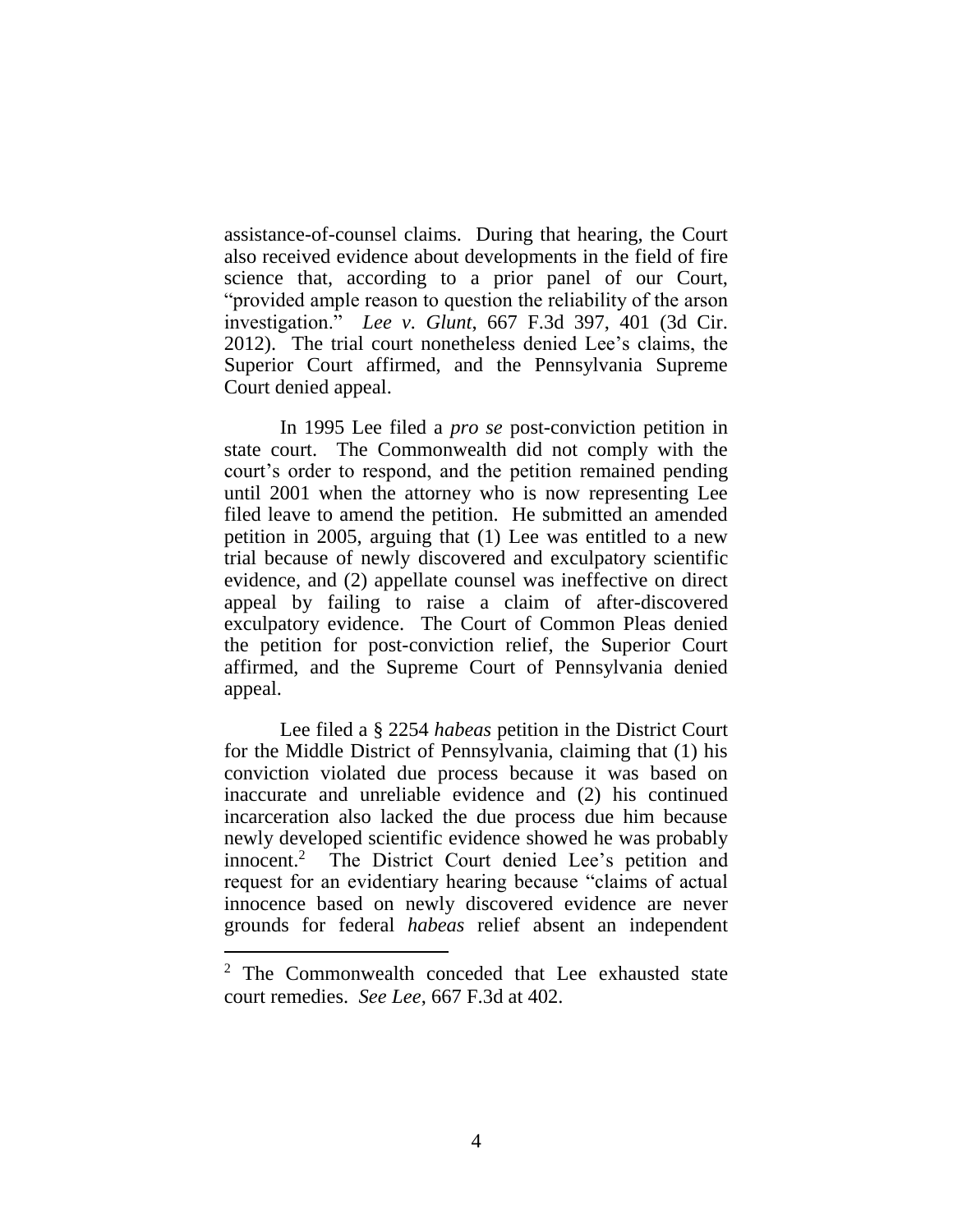assistance-of-counsel claims. During that hearing, the Court also received evidence about developments in the field of fire science that, according to a prior panel of our Court, "provided ample reason to question the reliability of the arson investigation." *Lee v. Glunt*, 667 F.3d 397, 401 (3d Cir. 2012). The trial court nonetheless denied Lee's claims, the Superior Court affirmed, and the Pennsylvania Supreme Court denied appeal.

In 1995 Lee filed a *pro se* post-conviction petition in state court. The Commonwealth did not comply with the court's order to respond, and the petition remained pending until 2001 when the attorney who is now representing Lee filed leave to amend the petition. He submitted an amended petition in 2005, arguing that (1) Lee was entitled to a new trial because of newly discovered and exculpatory scientific evidence, and (2) appellate counsel was ineffective on direct appeal by failing to raise a claim of after-discovered exculpatory evidence. The Court of Common Pleas denied the petition for post-conviction relief, the Superior Court affirmed, and the Supreme Court of Pennsylvania denied appeal.

Lee filed a § 2254 *habeas* petition in the District Court for the Middle District of Pennsylvania, claiming that (1) his conviction violated due process because it was based on inaccurate and unreliable evidence and (2) his continued incarceration also lacked the due process due him because newly developed scientific evidence showed he was probably innocent.[2] The District Court denied Lee's petition and request for an evidentiary hearing because "claims of actual innocence based on newly discovered evidence are never grounds for federal *habeas* relief absent an independent

[2] The Commonwealth conceded that Lee exhausted state court remedies. *See Lee*, 667 F.3d at 402.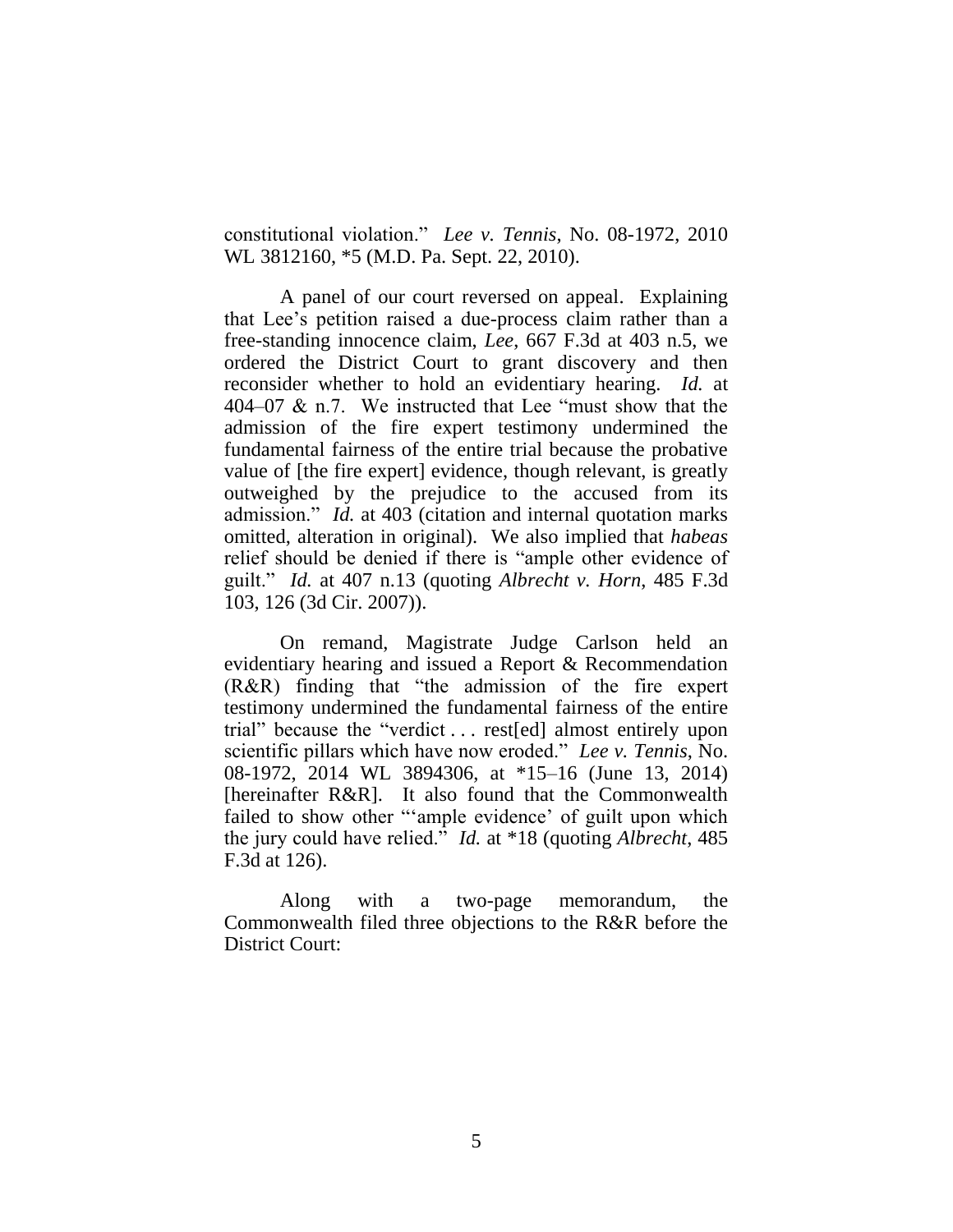constitutional violation." *Lee v. Tennis*, No. 08-1972, 2010 WL 3812160, *5 (M.D. Pa. Sept. 22, 2010).

A panel of our court reversed on appeal. Explaining that Lee's petition raised a due-process claim rather than a free-standing innocence claim, *Lee*, 667 F.3d at 403 n.5, we ordered the District Court to grant discovery and then reconsider whether to hold an evidentiary hearing. *Id.* at 404–07 & n.7. We instructed that Lee "must show that the admission of the fire expert testimony undermined the fundamental fairness of the entire trial because the probative value of [the fire expert] evidence, though relevant, is greatly outweighed by the prejudice to the accused from its admission." *Id.* at 403 (citation and internal quotation marks omitted, alteration in original). We also implied that *habeas* relief should be denied if there is "ample other evidence of guilt." *Id.* at 407 n.13 (quoting *Albrecht v. Horn*, 485 F.3d 103, 126 (3d Cir. 2007)).

On remand, Magistrate Judge Carlson held an evidentiary hearing and issued a Report & Recommendation (R&R) finding that "the admission of the fire expert testimony undermined the fundamental fairness of the entire trial" because the "verdict . . . rest[ed] almost entirely upon scientific pillars which have now eroded." *Lee v. Tennis*, No. 08-1972, 2014 WL 3894306, at *15–16 (June 13, 2014) [hereinafter R&R]. It also found that the Commonwealth failed to show other "'ample evidence' of guilt upon which the jury could have relied." *Id.* at *18 (quoting *Albrecht*, 485 F.3d at 126).

Along with a two-page memorandum, the Commonwealth filed three objections to the R&R before the District Court: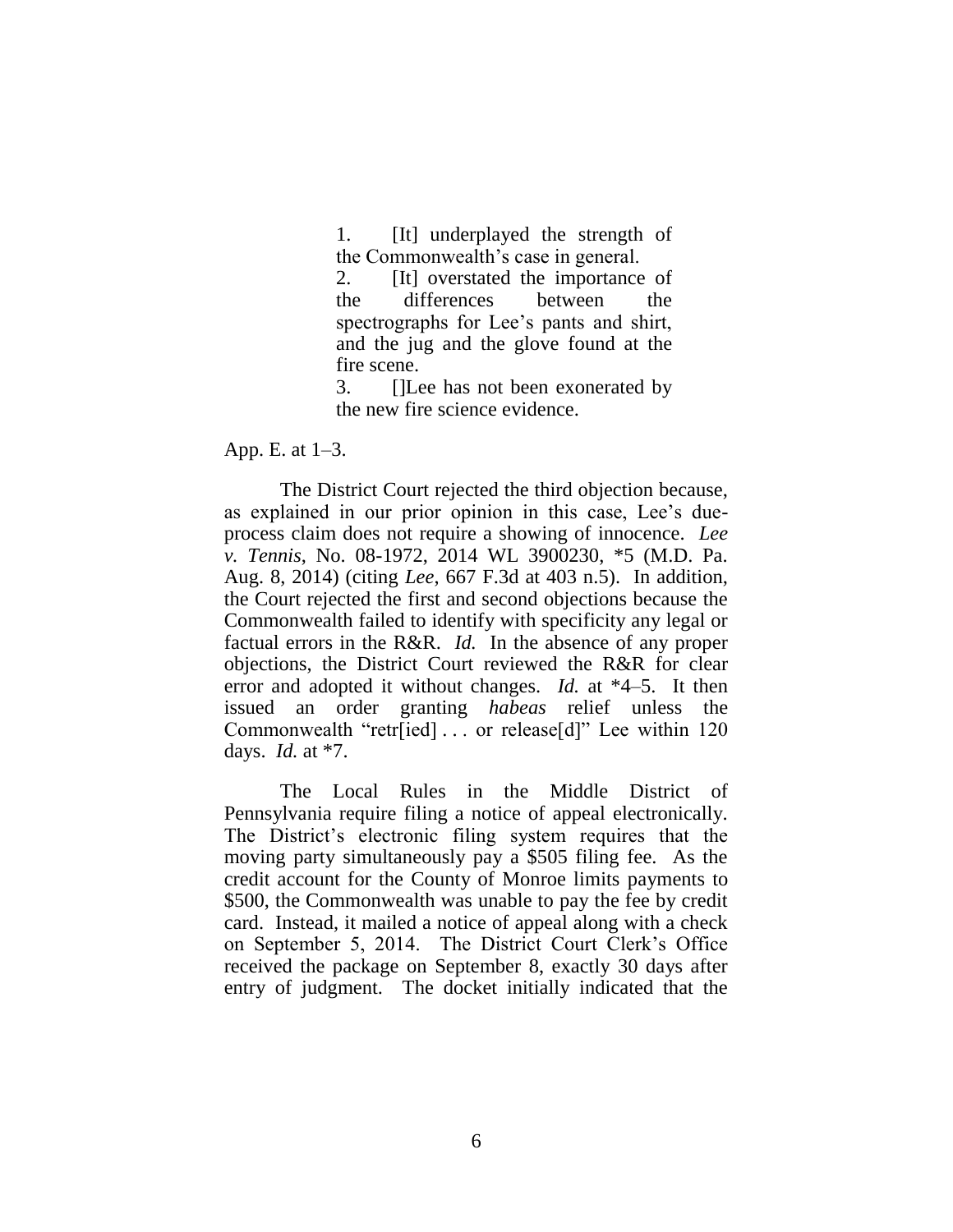> 1. [It] underplayed the strength of the Commonwealth's case in general.
> 2. [It] overstated the importance of the differences between the spectrographs for Lee's pants and shirt, and the jug and the glove found at the fire scene.
> 3. []Lee has not been exonerated by the new fire science evidence.

App. E. at 1–3.

The District Court rejected the third objection because, as explained in our prior opinion in this case, Lee's due-process claim does not require a showing of innocence. *Lee v. Tennis*, No. 08-1972, 2014 WL 3900230, *5 (M.D. Pa. Aug. 8, 2014) (citing *Lee*, 667 F.3d at 403 n.5). In addition, the Court rejected the first and second objections because the Commonwealth failed to identify with specificity any legal or factual errors in the R&R. *Id.* In the absence of any proper objections, the District Court reviewed the R&R for clear error and adopted it without changes. *Id.* at *4–5. It then issued an order granting *habeas* relief unless the Commonwealth "retr[ied] . . . or release[d]" Lee within 120 days. *Id.* at *7.

The Local Rules in the Middle District of Pennsylvania require filing a notice of appeal electronically. The District's electronic filing system requires that the moving party simultaneously pay a $505 filing fee. As the credit account for the County of Monroe limits payments to $500, the Commonwealth was unable to pay the fee by credit card. Instead, it mailed a notice of appeal along with a check on September 5, 2014. The District Court Clerk's Office received the package on September 8, exactly 30 days after entry of judgment. The docket initially indicated that the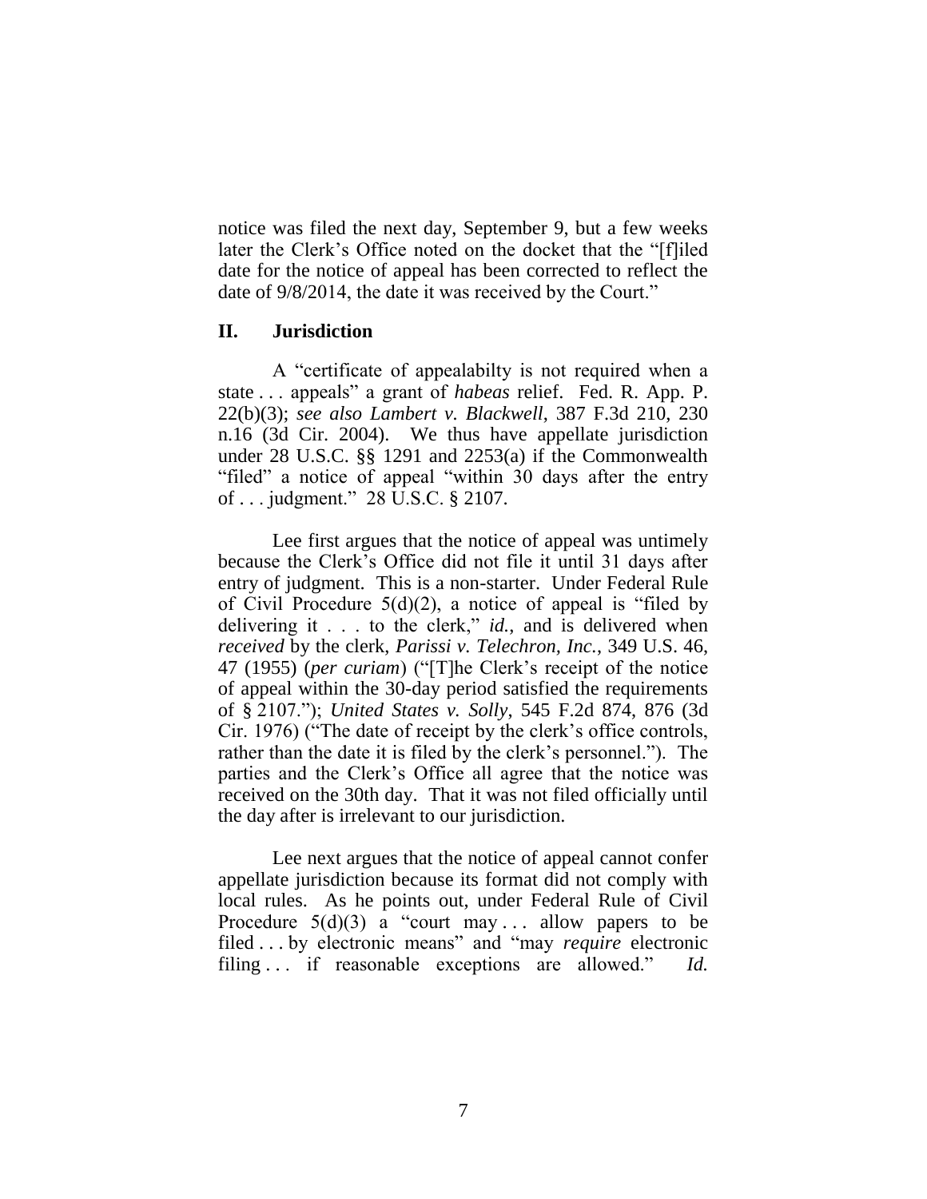notice was filed the next day, September 9, but a few weeks later the Clerk's Office noted on the docket that the "[f]iled date for the notice of appeal has been corrected to reflect the date of 9/8/2014, the date it was received by the Court."

## II. Jurisdiction

A "certificate of appealabilty is not required when a state . . . appeals" a grant of *habeas* relief. Fed. R. App. P. 22(b)(3); *see also Lambert v. Blackwell*, 387 F.3d 210, 230 n.16 (3d Cir. 2004). We thus have appellate jurisdiction under 28 U.S.C. §§ 1291 and 2253(a) if the Commonwealth "filed" a notice of appeal "within 30 days after the entry of . . . judgment." 28 U.S.C. § 2107.

Lee first argues that the notice of appeal was untimely because the Clerk's Office did not file it until 31 days after entry of judgment. This is a non-starter. Under Federal Rule of Civil Procedure 5(d)(2), a notice of appeal is "filed by delivering it . . . to the clerk," *id.*, and is delivered when *received* by the clerk, *Parissi v. Telechron, Inc.*, 349 U.S. 46, 47 (1955) (*per curiam*) ("[T]he Clerk's receipt of the notice of appeal within the 30-day period satisfied the requirements of § 2107."); *United States v. Solly*, 545 F.2d 874, 876 (3d Cir. 1976) ("The date of receipt by the clerk's office controls, rather than the date it is filed by the clerk's personnel."). The parties and the Clerk's Office all agree that the notice was received on the 30th day. That it was not filed officially until the day after is irrelevant to our jurisdiction.

Lee next argues that the notice of appeal cannot confer appellate jurisdiction because its format did not comply with local rules. As he points out, under Federal Rule of Civil Procedure 5(d)(3) a "court may . . . allow papers to be filed . . . by electronic means" and "may *require* electronic filing . . . if reasonable exceptions are allowed." *Id.*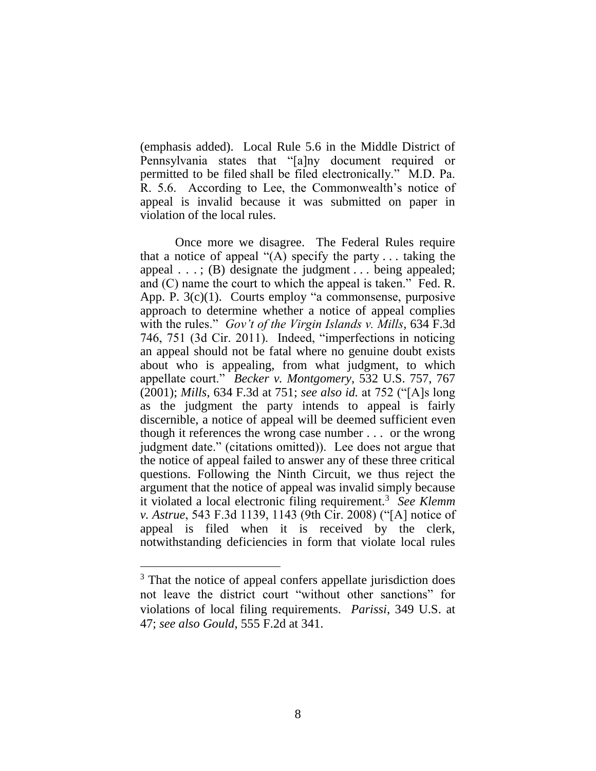(emphasis added). Local Rule 5.6 in the Middle District of Pennsylvania states that "[a]ny document required or permitted to be filed shall be filed electronically." M.D. Pa. R. 5.6. According to Lee, the Commonwealth's notice of appeal is invalid because it was submitted on paper in violation of the local rules.

Once more we disagree. The Federal Rules require that a notice of appeal "(A) specify the party . . . taking the appeal . . . ; (B) designate the judgment . . . being appealed; and (C) name the court to which the appeal is taken." Fed. R. App. P. 3(c)(1). Courts employ "a commonsense, purposive approach to determine whether a notice of appeal complies with the rules." *Gov't of the Virgin Islands v. Mills*, 634 F.3d 746, 751 (3d Cir. 2011). Indeed, "imperfections in noticing an appeal should not be fatal where no genuine doubt exists about who is appealing, from what judgment, to which appellate court." *Becker v. Montgomery*, 532 U.S. 757, 767 (2001); *Mills*, 634 F.3d at 751; *see also id.* at 752 ("[A]s long as the judgment the party intends to appeal is fairly discernible, a notice of appeal will be deemed sufficient even though it references the wrong case number . . . or the wrong judgment date." (citations omitted)). Lee does not argue that the notice of appeal failed to answer any of these three critical questions. Following the Ninth Circuit, we thus reject the argument that the notice of appeal was invalid simply because it violated a local electronic filing requirement.[3] *See Klemm v. Astrue*, 543 F.3d 1139, 1143 (9th Cir. 2008) ("[A] notice of appeal is filed when it is received by the clerk, notwithstanding deficiencies in form that violate local rules

---

[3] That the notice of appeal confers appellate jurisdiction does not leave the district court "without other sanctions" for violations of local filing requirements. *Parissi*, 349 U.S. at 47; *see also Gould*, 555 F.2d at 341.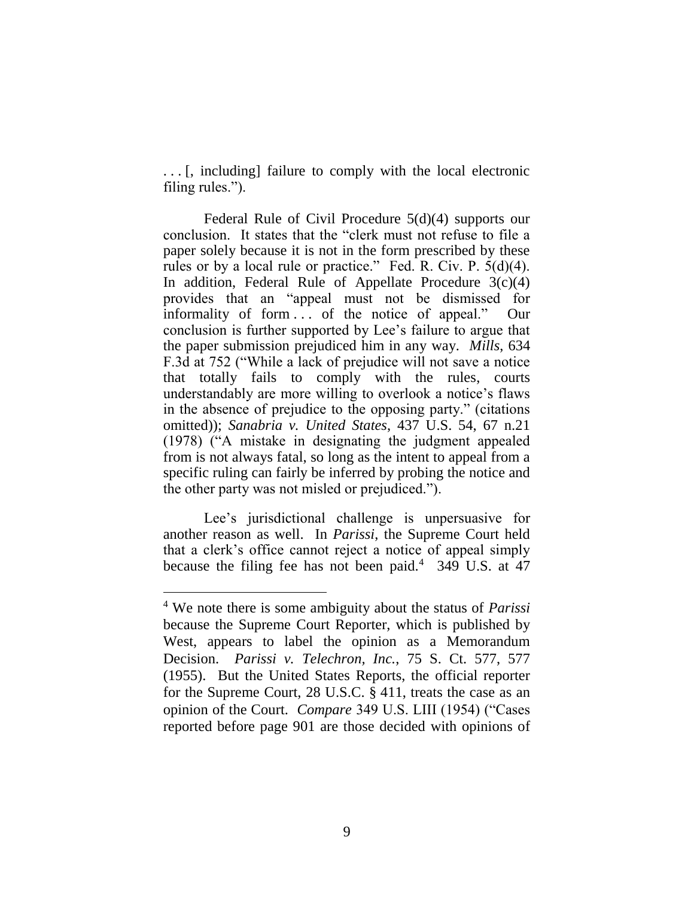. . . [, including] failure to comply with the local electronic filing rules.").

Federal Rule of Civil Procedure 5(d)(4) supports our conclusion. It states that the "clerk must not refuse to file a paper solely because it is not in the form prescribed by these rules or by a local rule or practice." Fed. R. Civ. P. 5(d)(4). In addition, Federal Rule of Appellate Procedure 3(c)(4) provides that an "appeal must not be dismissed for informality of form . . . of the notice of appeal." Our conclusion is further supported by Lee's failure to argue that the paper submission prejudiced him in any way. *Mills*, 634 F.3d at 752 ("While a lack of prejudice will not save a notice that totally fails to comply with the rules, courts understandably are more willing to overlook a notice's flaws in the absence of prejudice to the opposing party." (citations omitted)); *Sanabria v. United States*, 437 U.S. 54, 67 n.21 (1978) ("A mistake in designating the judgment appealed from is not always fatal, so long as the intent to appeal from a specific ruling can fairly be inferred by probing the notice and the other party was not misled or prejudiced.").

Lee's jurisdictional challenge is unpersuasive for another reason as well. In *Parissi*, the Supreme Court held that a clerk's office cannot reject a notice of appeal simply because the filing fee has not been paid.[4] 349 U.S. at 47

---

[4] We note there is some ambiguity about the status of *Parissi* because the Supreme Court Reporter, which is published by West, appears to label the opinion as a Memorandum Decision. *Parissi v. Telechron, Inc.*, 75 S. Ct. 577, 577 (1955). But the United States Reports, the official reporter for the Supreme Court, 28 U.S.C. § 411, treats the case as an opinion of the Court. *Compare* 349 U.S. LIII (1954) ("Cases reported before page 901 are those decided with opinions of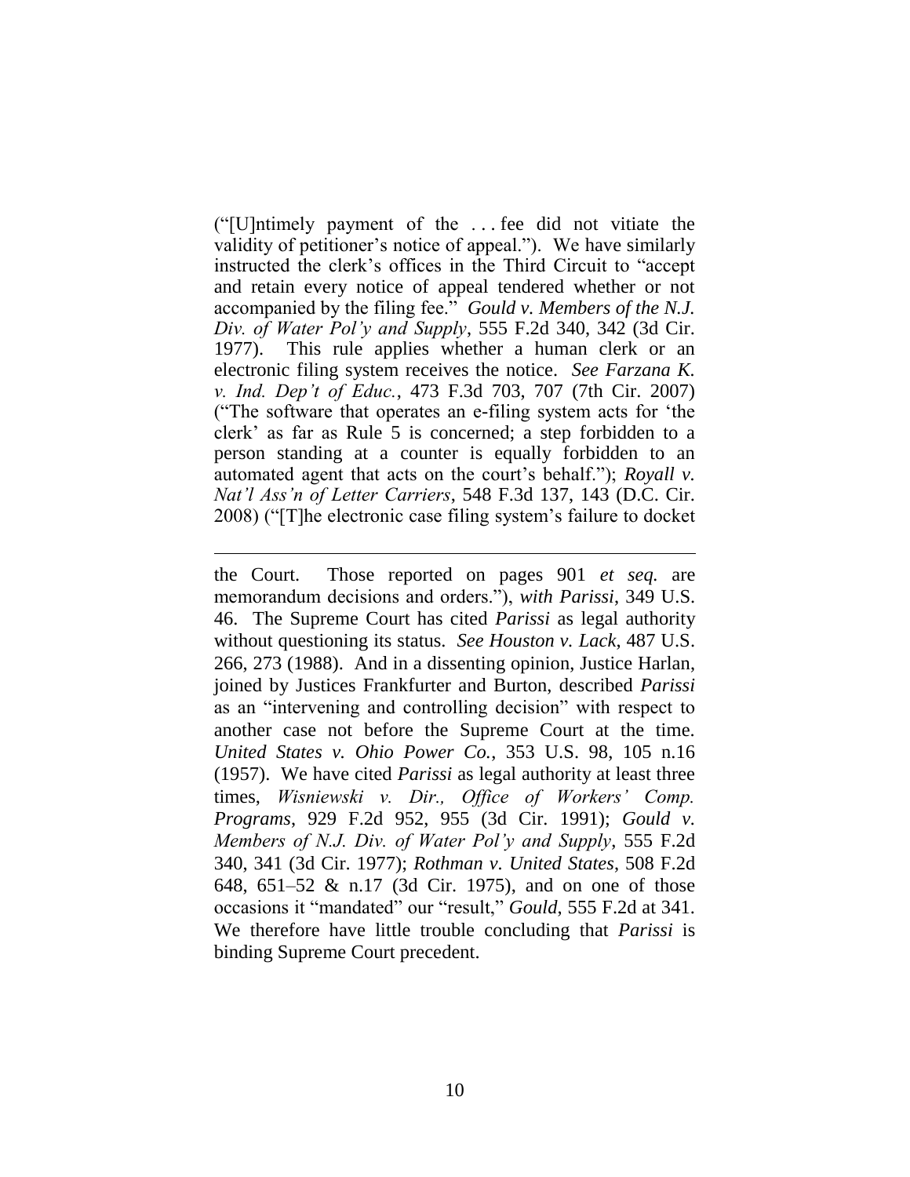("[U]ntimely payment of the . . . fee did not vitiate the validity of petitioner's notice of appeal."). We have similarly instructed the clerk's offices in the Third Circuit to "accept and retain every notice of appeal tendered whether or not accompanied by the filing fee." *Gould v. Members of the N.J. Div. of Water Pol'y and Supply*, 555 F.2d 340, 342 (3d Cir. 1977). This rule applies whether a human clerk or an electronic filing system receives the notice. *See Farzana K. v. Ind. Dep't of Educ.*, 473 F.3d 703, 707 (7th Cir. 2007) ("The software that operates an e-filing system acts for 'the clerk' as far as Rule 5 is concerned; a step forbidden to a person standing at a counter is equally forbidden to an automated agent that acts on the court's behalf."); *Royall v. Nat'l Ass'n of Letter Carriers*, 548 F.3d 137, 143 (D.C. Cir. 2008) ("[T]he electronic case filing system's failure to docket

---

the Court. Those reported on pages 901 *et seq.* are memorandum decisions and orders."), *with Parissi*, 349 U.S. 46. The Supreme Court has cited *Parissi* as legal authority without questioning its status. *See Houston v. Lack*, 487 U.S. 266, 273 (1988). And in a dissenting opinion, Justice Harlan, joined by Justices Frankfurter and Burton, described *Parissi* as an "intervening and controlling decision" with respect to another case not before the Supreme Court at the time. *United States v. Ohio Power Co.*, 353 U.S. 98, 105 n.16 (1957). We have cited *Parissi* as legal authority at least three times, *Wisniewski v. Dir., Office of Workers' Comp. Programs*, 929 F.2d 952, 955 (3d Cir. 1991); *Gould v. Members of N.J. Div. of Water Pol'y and Supply*, 555 F.2d 340, 341 (3d Cir. 1977); *Rothman v. United States*, 508 F.2d 648, 651–52 & n.17 (3d Cir. 1975), and on one of those occasions it "mandated" our "result," *Gould*, 555 F.2d at 341. We therefore have little trouble concluding that *Parissi* is binding Supreme Court precedent.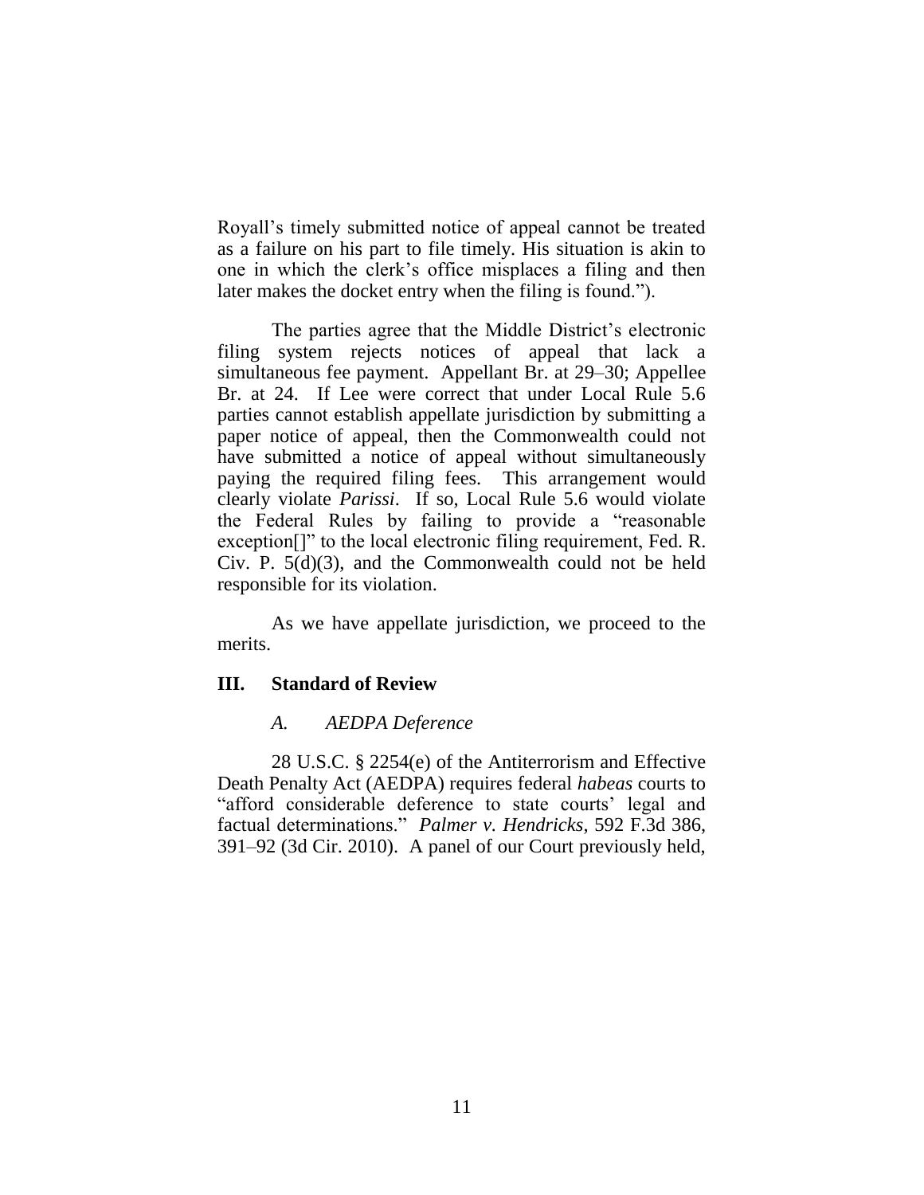Royall's timely submitted notice of appeal cannot be treated as a failure on his part to file timely. His situation is akin to one in which the clerk's office misplaces a filing and then later makes the docket entry when the filing is found.").

The parties agree that the Middle District's electronic filing system rejects notices of appeal that lack a simultaneous fee payment. Appellant Br. at 29–30; Appellee Br. at 24. If Lee were correct that under Local Rule 5.6 parties cannot establish appellate jurisdiction by submitting a paper notice of appeal, then the Commonwealth could not have submitted a notice of appeal without simultaneously paying the required filing fees. This arrangement would clearly violate *Parissi*. If so, Local Rule 5.6 would violate the Federal Rules by failing to provide a "reasonable exception[]" to the local electronic filing requirement, Fed. R. Civ. P. 5(d)(3), and the Commonwealth could not be held responsible for its violation.

As we have appellate jurisdiction, we proceed to the merits.

## III. Standard of Review

### *A. AEDPA Deference*

28 U.S.C. § 2254(e) of the Antiterrorism and Effective Death Penalty Act (AEDPA) requires federal *habeas* courts to "afford considerable deference to state courts' legal and factual determinations." *Palmer v. Hendricks*, 592 F.3d 386, 391–92 (3d Cir. 2010). A panel of our Court previously held,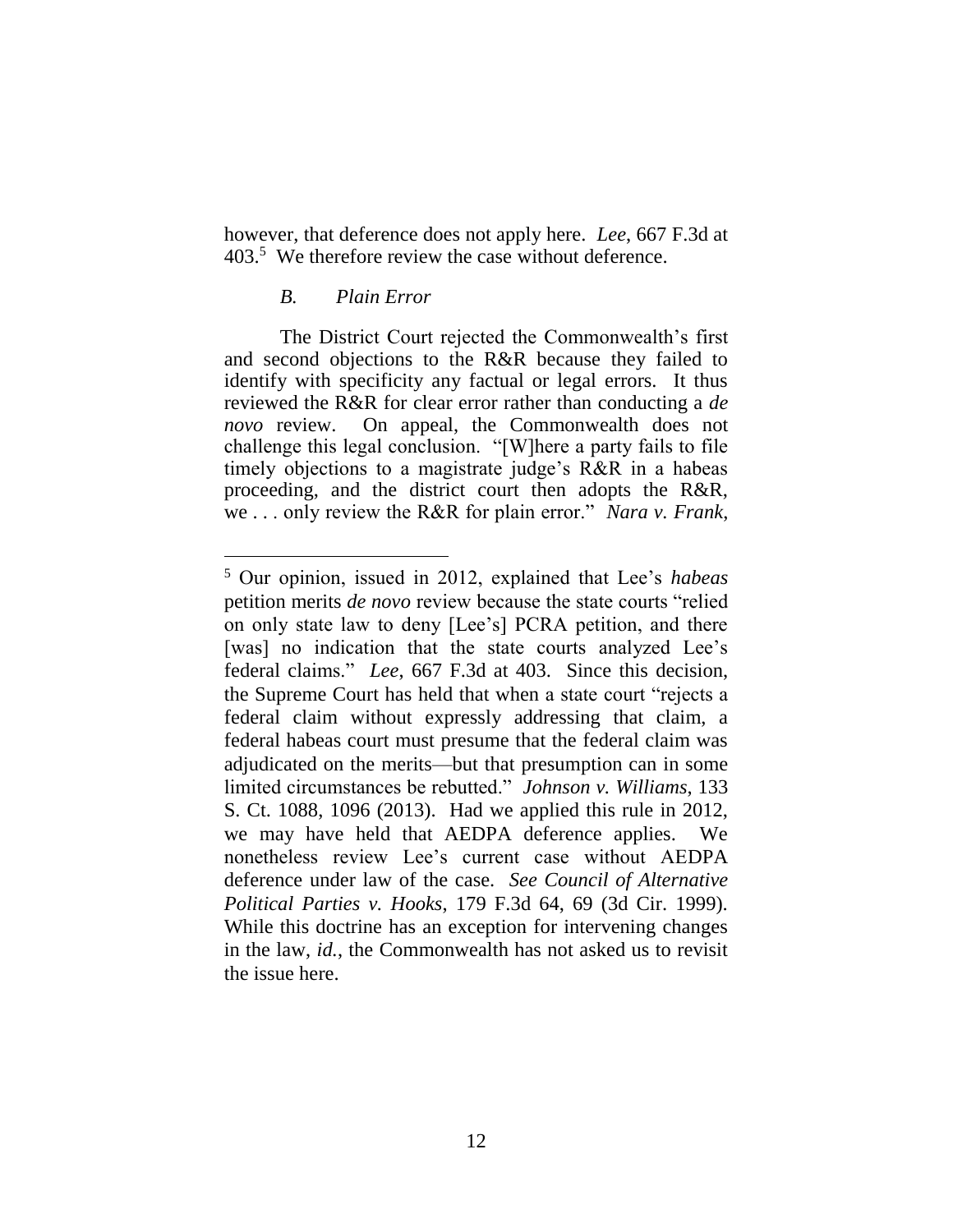however, that deference does not apply here. *Lee*, 667 F.3d at 403.[5] We therefore review the case without deference.

### *B. Plain Error*

The District Court rejected the Commonwealth's first and second objections to the R&R because they failed to identify with specificity any factual or legal errors. It thus reviewed the R&R for clear error rather than conducting a *de novo* review. On appeal, the Commonwealth does not challenge this legal conclusion. "[W]here a party fails to file timely objections to a magistrate judge's R&R in a habeas proceeding, and the district court then adopts the R&R, we . . . only review the R&R for plain error." *Nara v. Frank*,

---

[5] Our opinion, issued in 2012, explained that Lee's *habeas* petition merits *de novo* review because the state courts "relied on only state law to deny [Lee's] PCRA petition, and there [was] no indication that the state courts analyzed Lee's federal claims." *Lee*, 667 F.3d at 403. Since this decision, the Supreme Court has held that when a state court "rejects a federal claim without expressly addressing that claim, a federal habeas court must presume that the federal claim was adjudicated on the merits—but that presumption can in some limited circumstances be rebutted." *Johnson v. Williams*, 133 S. Ct. 1088, 1096 (2013). Had we applied this rule in 2012, we may have held that AEDPA deference applies. We nonetheless review Lee's current case without AEDPA deference under law of the case. *See Council of Alternative Political Parties v. Hooks*, 179 F.3d 64, 69 (3d Cir. 1999). While this doctrine has an exception for intervening changes in the law, *id.*, the Commonwealth has not asked us to revisit the issue here.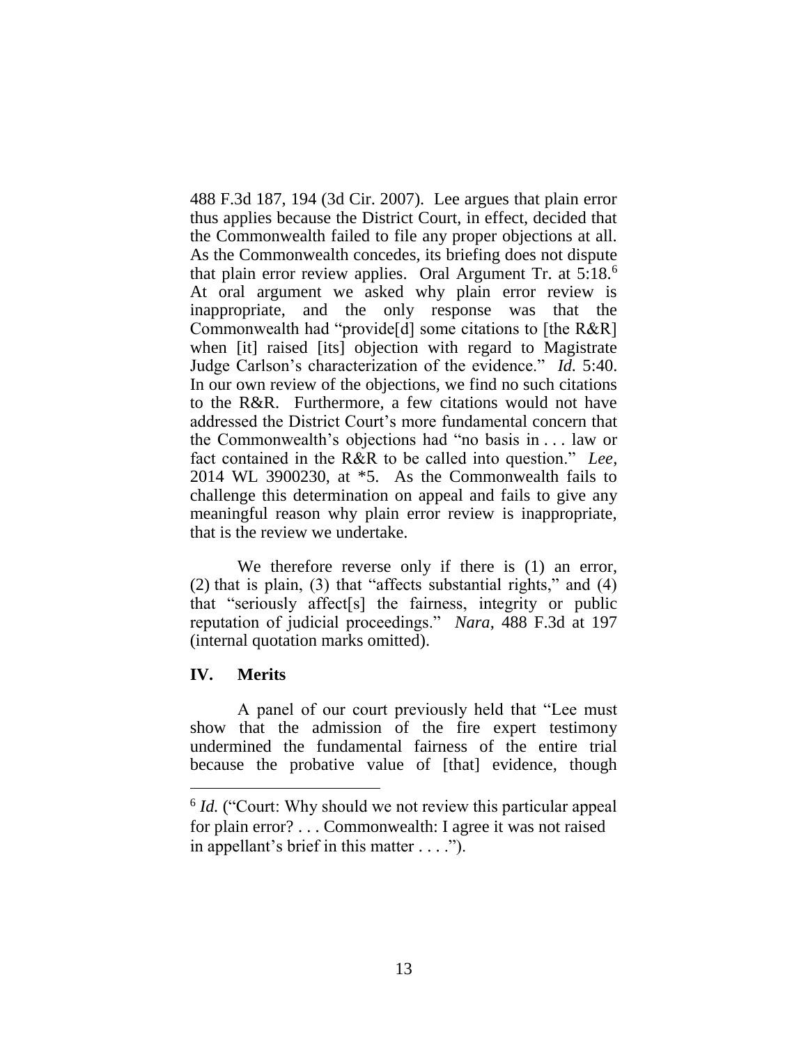488 F.3d 187, 194 (3d Cir. 2007). Lee argues that plain error thus applies because the District Court, in effect, decided that the Commonwealth failed to file any proper objections at all. As the Commonwealth concedes, its briefing does not dispute that plain error review applies. Oral Argument Tr. at 5:18.[6] At oral argument we asked why plain error review is inappropriate, and the only response was that the Commonwealth had "provide[d] some citations to [the R&R] when [it] raised [its] objection with regard to Magistrate Judge Carlson's characterization of the evidence." *Id.* 5:40. In our own review of the objections, we find no such citations to the R&R. Furthermore, a few citations would not have addressed the District Court's more fundamental concern that the Commonwealth's objections had "no basis in . . . law or fact contained in the R&R to be called into question." *Lee*, 2014 WL 3900230, at *5. As the Commonwealth fails to challenge this determination on appeal and fails to give any meaningful reason why plain error review is inappropriate, that is the review we undertake.

We therefore reverse only if there is (1) an error, (2) that is plain, (3) that "affects substantial rights," and (4) that "seriously affect[s] the fairness, integrity or public reputation of judicial proceedings." *Nara*, 488 F.3d at 197 (internal quotation marks omitted).

## IV. Merits

A panel of our court previously held that "Lee must show that the admission of the fire expert testimony undermined the fundamental fairness of the entire trial because the probative value of [that] evidence, though

---

[6] *Id.* ("Court: Why should we not review this particular appeal for plain error? . . . Commonwealth: I agree it was not raised in appellant's brief in this matter . . . .").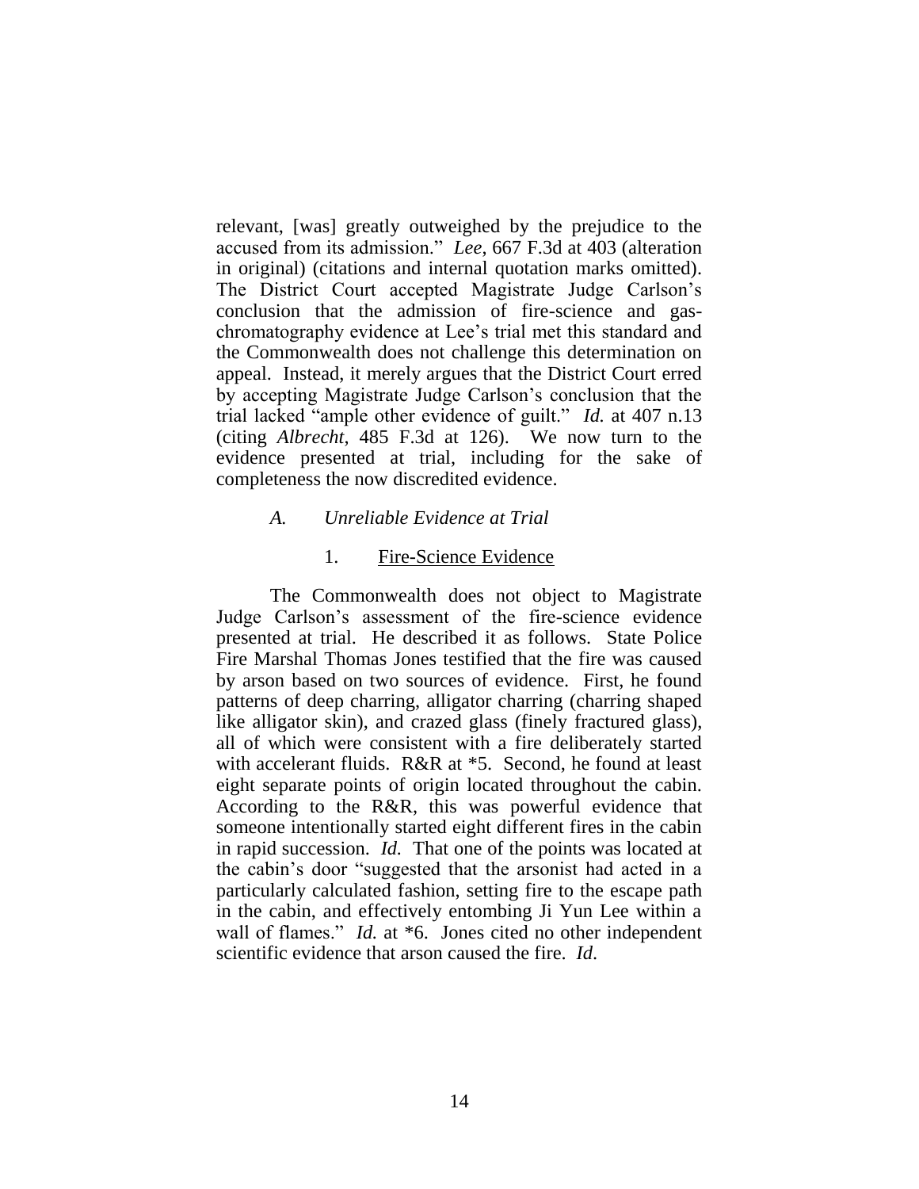relevant, [was] greatly outweighed by the prejudice to the accused from its admission." *Lee*, 667 F.3d at 403 (alteration in original) (citations and internal quotation marks omitted). The District Court accepted Magistrate Judge Carlson's conclusion that the admission of fire-science and gas-chromatography evidence at Lee's trial met this standard and the Commonwealth does not challenge this determination on appeal. Instead, it merely argues that the District Court erred by accepting Magistrate Judge Carlson's conclusion that the trial lacked "ample other evidence of guilt." *Id.* at 407 n.13 (citing *Albrecht*, 485 F.3d at 126). We now turn to the evidence presented at trial, including for the sake of completeness the now discredited evidence.

### *A. Unreliable Evidence at Trial*

#### 1. Fire-Science Evidence

The Commonwealth does not object to Magistrate Judge Carlson's assessment of the fire-science evidence presented at trial. He described it as follows. State Police Fire Marshal Thomas Jones testified that the fire was caused by arson based on two sources of evidence. First, he found patterns of deep charring, alligator charring (charring shaped like alligator skin), and crazed glass (finely fractured glass), all of which were consistent with a fire deliberately started with accelerant fluids. R&R at *5. Second, he found at least eight separate points of origin located throughout the cabin. According to the R&R, this was powerful evidence that someone intentionally started eight different fires in the cabin in rapid succession. *Id.* That one of the points was located at the cabin's door "suggested that the arsonist had acted in a particularly calculated fashion, setting fire to the escape path in the cabin, and effectively entombing Ji Yun Lee within a wall of flames." *Id.* at *6. Jones cited no other independent scientific evidence that arson caused the fire. *Id*.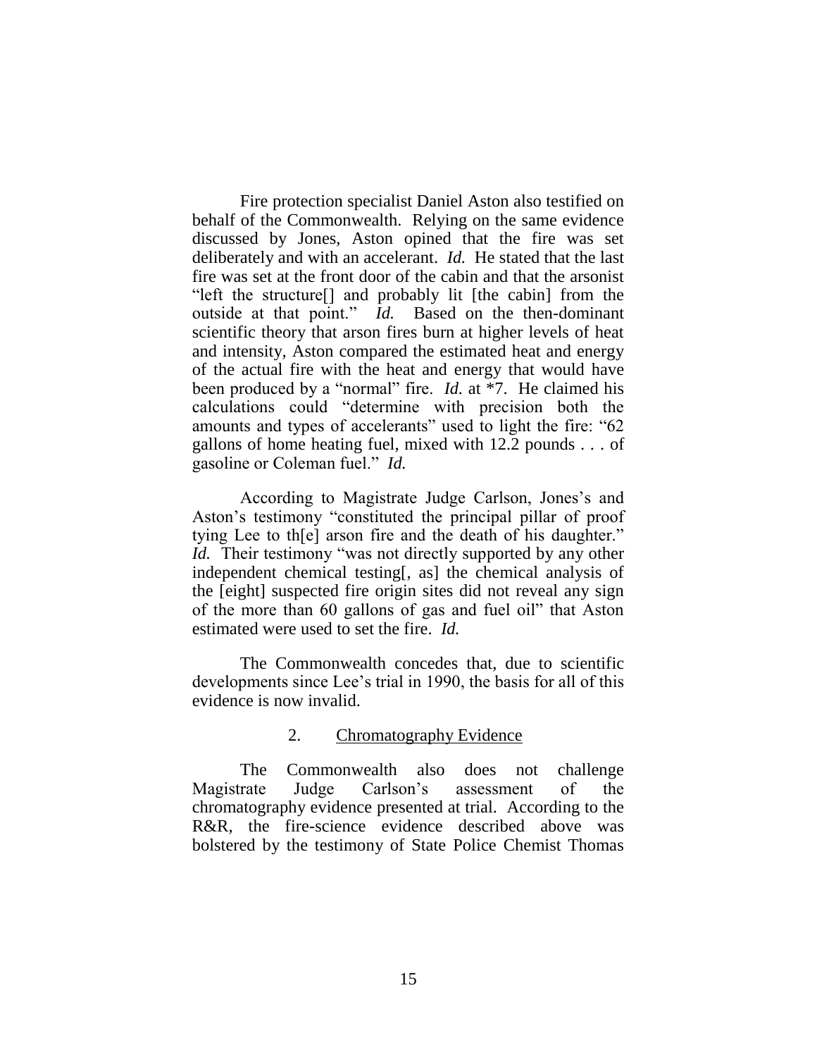Fire protection specialist Daniel Aston also testified on behalf of the Commonwealth. Relying on the same evidence discussed by Jones, Aston opined that the fire was set deliberately and with an accelerant. *Id.* He stated that the last fire was set at the front door of the cabin and that the arsonist "left the structure[] and probably lit [the cabin] from the outside at that point." *Id.* Based on the then-dominant scientific theory that arson fires burn at higher levels of heat and intensity, Aston compared the estimated heat and energy of the actual fire with the heat and energy that would have been produced by a "normal" fire. *Id.* at *7. He claimed his calculations could "determine with precision both the amounts and types of accelerants" used to light the fire: "62 gallons of home heating fuel, mixed with 12.2 pounds . . . of gasoline or Coleman fuel." *Id.*

According to Magistrate Judge Carlson, Jones's and Aston's testimony "constituted the principal pillar of proof tying Lee to th[e] arson fire and the death of his daughter." *Id.* Their testimony "was not directly supported by any other independent chemical testing[, as] the chemical analysis of the [eight] suspected fire origin sites did not reveal any sign of the more than 60 gallons of gas and fuel oil" that Aston estimated were used to set the fire. *Id.*

The Commonwealth concedes that, due to scientific developments since Lee's trial in 1990, the basis for all of this evidence is now invalid.

2. Chromatography Evidence

The Commonwealth also does not challenge Magistrate Judge Carlson's assessment of the chromatography evidence presented at trial. According to the R&R, the fire-science evidence described above was bolstered by the testimony of State Police Chemist Thomas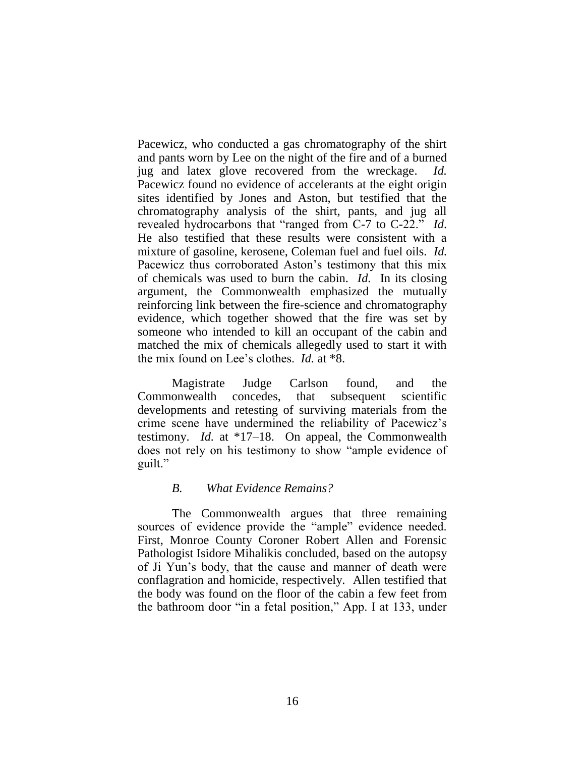Pacewicz, who conducted a gas chromatography of the shirt and pants worn by Lee on the night of the fire and of a burned jug and latex glove recovered from the wreckage. *Id.* Pacewicz found no evidence of accelerants at the eight origin sites identified by Jones and Aston, but testified that the chromatography analysis of the shirt, pants, and jug all revealed hydrocarbons that "ranged from C-7 to C-22." *Id*. He also testified that these results were consistent with a mixture of gasoline, kerosene, Coleman fuel and fuel oils. *Id.* Pacewicz thus corroborated Aston's testimony that this mix of chemicals was used to burn the cabin. *Id.* In its closing argument, the Commonwealth emphasized the mutually reinforcing link between the fire-science and chromatography evidence, which together showed that the fire was set by someone who intended to kill an occupant of the cabin and matched the mix of chemicals allegedly used to start it with the mix found on Lee's clothes. *Id.* at *8.

Magistrate Judge Carlson found, and the Commonwealth concedes, that subsequent scientific developments and retesting of surviving materials from the crime scene have undermined the reliability of Pacewicz's testimony. *Id.* at *17–18. On appeal, the Commonwealth does not rely on his testimony to show "ample evidence of guilt."

### *B. What Evidence Remains?*

The Commonwealth argues that three remaining sources of evidence provide the "ample" evidence needed. First, Monroe County Coroner Robert Allen and Forensic Pathologist Isidore Mihalikis concluded, based on the autopsy of Ji Yun's body, that the cause and manner of death were conflagration and homicide, respectively. Allen testified that the body was found on the floor of the cabin a few feet from the bathroom door "in a fetal position," App. I at 133, under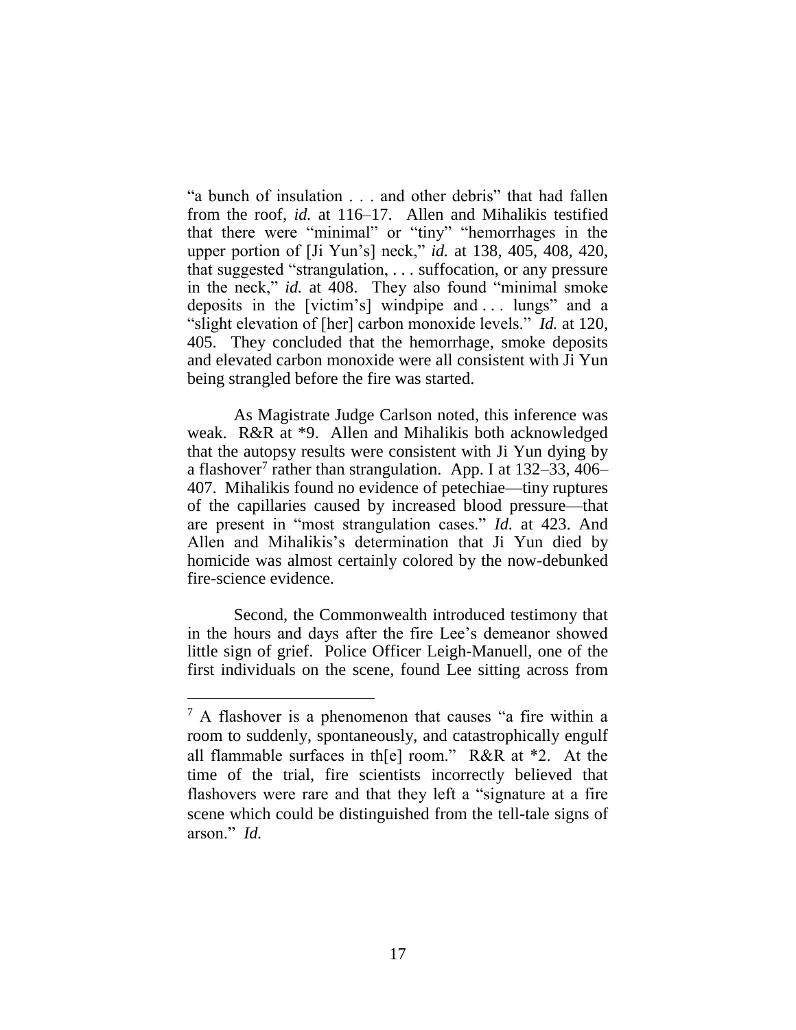"a bunch of insulation . . . and other debris" that had fallen from the roof, *id.* at 116–17. Allen and Mihalikis testified that there were "minimal" or "tiny" "hemorrhages in the upper portion of [Ji Yun's] neck," *id.* at 138, 405, 408, 420, that suggested "strangulation, . . . suffocation, or any pressure in the neck," *id.* at 408. They also found "minimal smoke deposits in the [victim's] windpipe and . . . lungs" and a "slight elevation of [her] carbon monoxide levels." *Id.* at 120, 405. They concluded that the hemorrhage, smoke deposits and elevated carbon monoxide were all consistent with Ji Yun being strangled before the fire was started.

As Magistrate Judge Carlson noted, this inference was weak. R&R at *9. Allen and Mihalikis both acknowledged that the autopsy results were consistent with Ji Yun dying by a flashover[7] rather than strangulation. App. I at 132–33, 406–407. Mihalikis found no evidence of petechiae—tiny ruptures of the capillaries caused by increased blood pressure—that are present in "most strangulation cases." *Id.* at 423. And Allen and Mihalikis's determination that Ji Yun died by homicide was almost certainly colored by the now-debunked fire-science evidence.

Second, the Commonwealth introduced testimony that in the hours and days after the fire Lee's demeanor showed little sign of grief. Police Officer Leigh-Manuell, one of the first individuals on the scene, found Lee sitting across from

---

[7] A flashover is a phenomenon that causes "a fire within a room to suddenly, spontaneously, and catastrophically engulf all flammable surfaces in th[e] room." R&R at *2. At the time of the trial, fire scientists incorrectly believed that flashovers were rare and that they left a "signature at a fire scene which could be distinguished from the tell-tale signs of arson." *Id.*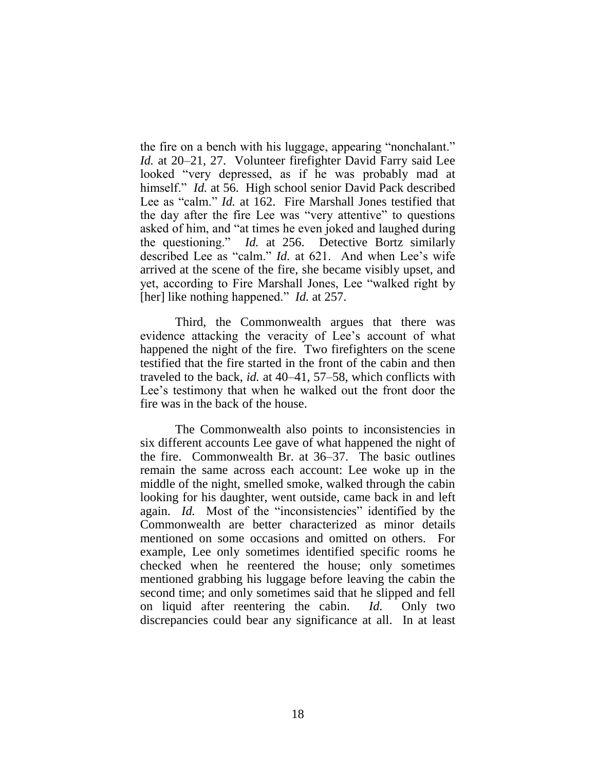the fire on a bench with his luggage, appearing "nonchalant." *Id.* at 20–21, 27. Volunteer firefighter David Farry said Lee looked "very depressed, as if he was probably mad at himself." *Id.* at 56. High school senior David Pack described Lee as "calm." *Id.* at 162. Fire Marshall Jones testified that the day after the fire Lee was "very attentive" to questions asked of him, and "at times he even joked and laughed during the questioning." *Id.* at 256. Detective Bortz similarly described Lee as "calm." *Id.* at 621. And when Lee's wife arrived at the scene of the fire, she became visibly upset, and yet, according to Fire Marshall Jones, Lee "walked right by [her] like nothing happened." *Id.* at 257.

Third, the Commonwealth argues that there was evidence attacking the veracity of Lee's account of what happened the night of the fire. Two firefighters on the scene testified that the fire started in the front of the cabin and then traveled to the back, *id.* at 40–41, 57–58, which conflicts with Lee's testimony that when he walked out the front door the fire was in the back of the house.

The Commonwealth also points to inconsistencies in six different accounts Lee gave of what happened the night of the fire. Commonwealth Br. at 36–37. The basic outlines remain the same across each account: Lee woke up in the middle of the night, smelled smoke, walked through the cabin looking for his daughter, went outside, came back in and left again. *Id.* Most of the "inconsistencies" identified by the Commonwealth are better characterized as minor details mentioned on some occasions and omitted on others. For example, Lee only sometimes identified specific rooms he checked when he reentered the house; only sometimes mentioned grabbing his luggage before leaving the cabin the second time; and only sometimes said that he slipped and fell on liquid after reentering the cabin. *Id.* Only two discrepancies could bear any significance at all. In at least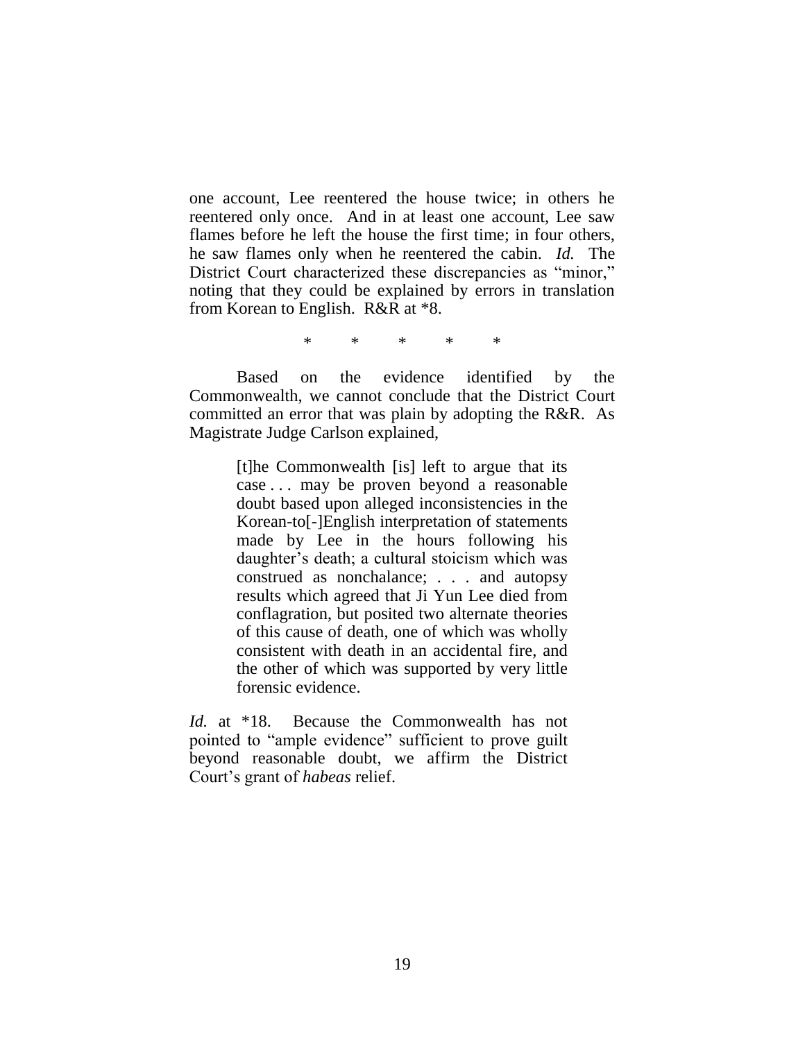one account, Lee reentered the house twice; in others he reentered only once. And in at least one account, Lee saw flames before he left the house the first time; in four others, he saw flames only when he reentered the cabin. *Id.* The District Court characterized these discrepancies as "minor," noting that they could be explained by errors in translation from Korean to English. R&R at *8.

\* \* \* \* \*

Based on the evidence identified by the Commonwealth, we cannot conclude that the District Court committed an error that was plain by adopting the R&R. As Magistrate Judge Carlson explained,

> [t]he Commonwealth [is] left to argue that its case . . . may be proven beyond a reasonable doubt based upon alleged inconsistencies in the Korean-to[-]English interpretation of statements made by Lee in the hours following his daughter's death; a cultural stoicism which was construed as nonchalance; . . . and autopsy results which agreed that Ji Yun Lee died from conflagration, but posited two alternate theories of this cause of death, one of which was wholly consistent with death in an accidental fire, and the other of which was supported by very little forensic evidence.

*Id.* at *18. Because the Commonwealth has not pointed to "ample evidence" sufficient to prove guilt beyond reasonable doubt, we affirm the District Court's grant of *habeas* relief.